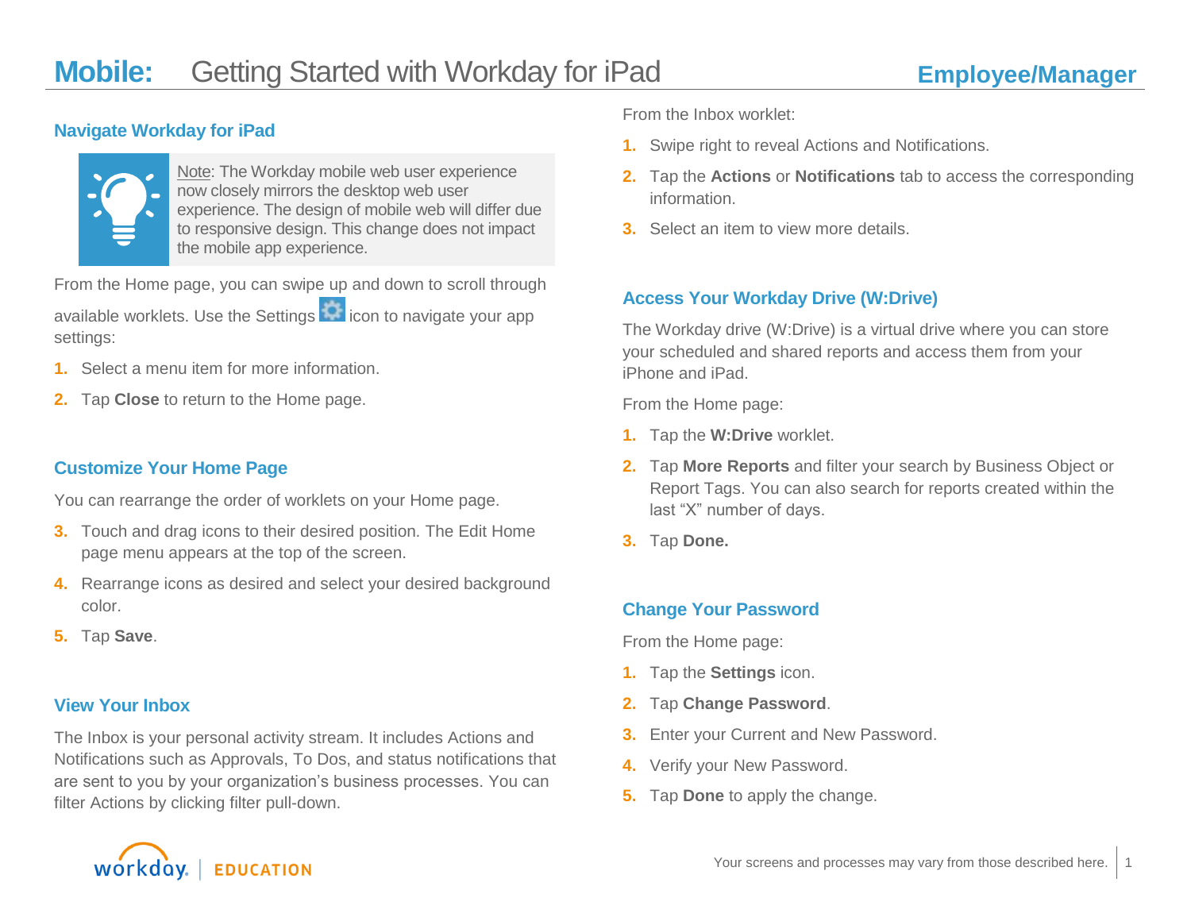# Mobile: Getting Started with Workday for iPad

**Employee/Manager**

## Navigate Workday for iPad

Note: The Workday mobile web user experience now closely mirrors the desktop web user experience. The design of mobile web will differ due to responsive design. This change does not impact the mobile app experience.

From the Home page, you can swipe up and down to scroll through available worklets. Use the Settings icon to navigate your app settings:

1. Select a menu item for more information.
2. Tap **Close** to return to the Home page.

## Customize Your Home Page

You can rearrange the order of worklets on your Home page.

3. Touch and drag icons to their desired position. The Edit Home page menu appears at the top of the screen.
4. Rearrange icons as desired and select your desired background color.
5. Tap **Save**.

## View Your Inbox

The Inbox is your personal activity stream. It includes Actions and Notifications such as Approvals, To Dos, and status notifications that are sent to you by your organization's business processes. You can filter Actions by clicking filter pull-down.

From the Inbox worklet:

1. Swipe right to reveal Actions and Notifications.
2. Tap the **Actions** or **Notifications** tab to access the corresponding information.
3. Select an item to view more details.

## Access Your Workday Drive (W:Drive)

The Workday drive (W:Drive) is a virtual drive where you can store your scheduled and shared reports and access them from your iPhone and iPad.

From the Home page:

1. Tap the **W:Drive** worklet.
2. Tap **More Reports** and filter your search by Business Object or Report Tags. You can also search for reports created within the last "X" number of days.
3. Tap **Done.**

## Change Your Password

From the Home page:

1. Tap the **Settings** icon.
2. Tap **Change Password**.
3. Enter your Current and New Password.
4. Verify your New Password.
5. Tap **Done** to apply the change.

workday. | EDUCATION

Your screens and processes may vary from those described here.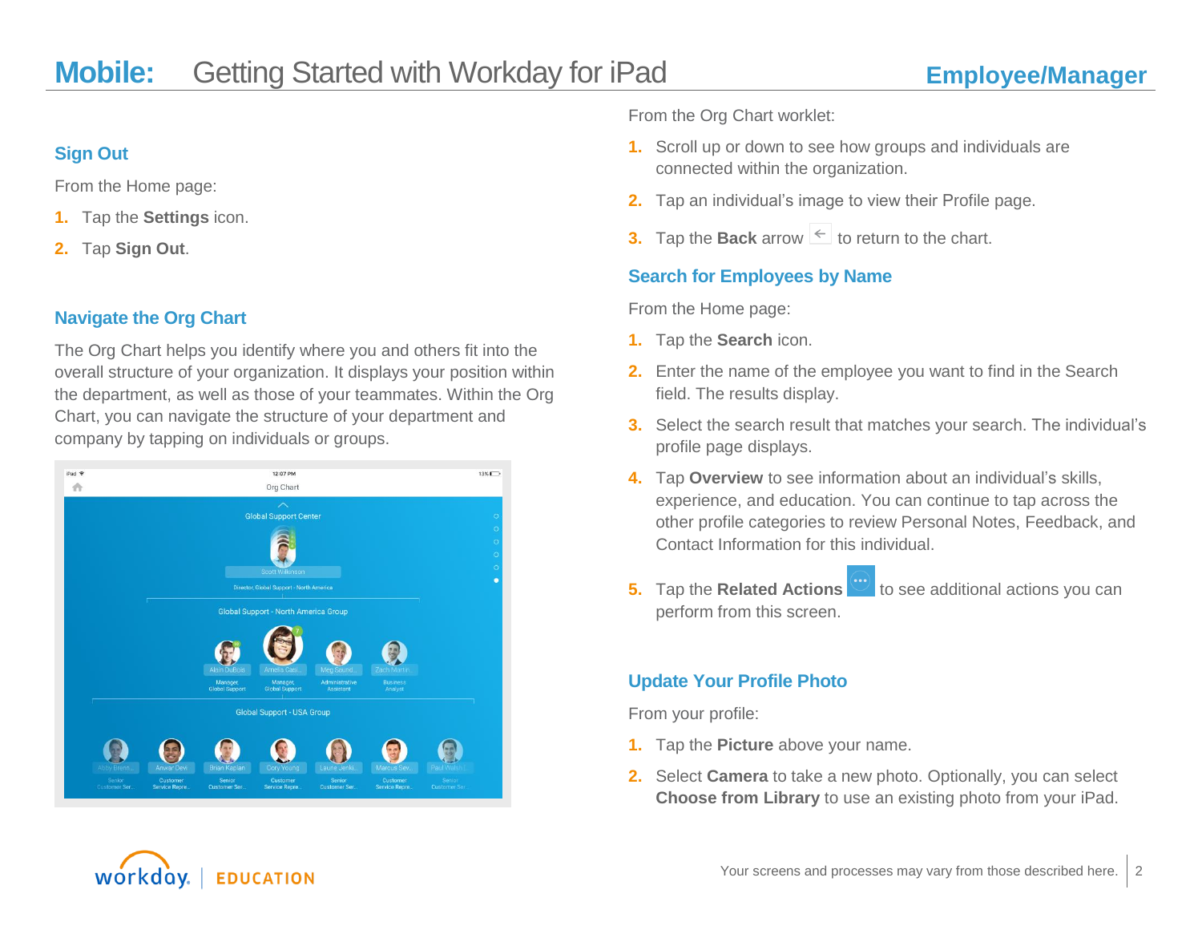## Sign Out

From the Home page:

1. Tap the **Settings** icon.
2. Tap **Sign Out**.

## Navigate the Org Chart

The Org Chart helps you identify where you and others fit into the overall structure of your organization. It displays your position within the department, as well as those of your teammates. Within the Org Chart, you can navigate the structure of your department and company by tapping on individuals or groups.

From the Org Chart worklet:

1. Scroll up or down to see how groups and individuals are connected within the organization.
2. Tap an individual's image to view their Profile page.
3. Tap the **Back** arrow to return to the chart.

## Search for Employees by Name

From the Home page:

1. Tap the **Search** icon.
2. Enter the name of the employee you want to find in the Search field. The results display.
3. Select the search result that matches your search. The individual's profile page displays.
4. Tap **Overview** to see information about an individual's skills, experience, and education. You can continue to tap across the other profile categories to review Personal Notes, Feedback, and Contact Information for this individual.
5. Tap the **Related Actions** to see additional actions you can perform from this screen.

## Update Your Profile Photo

From your profile:

1. Tap the **Picture** above your name.
2. Select **Camera** to take a new photo. Optionally, you can select **Choose from Library** to use an existing photo from your iPad.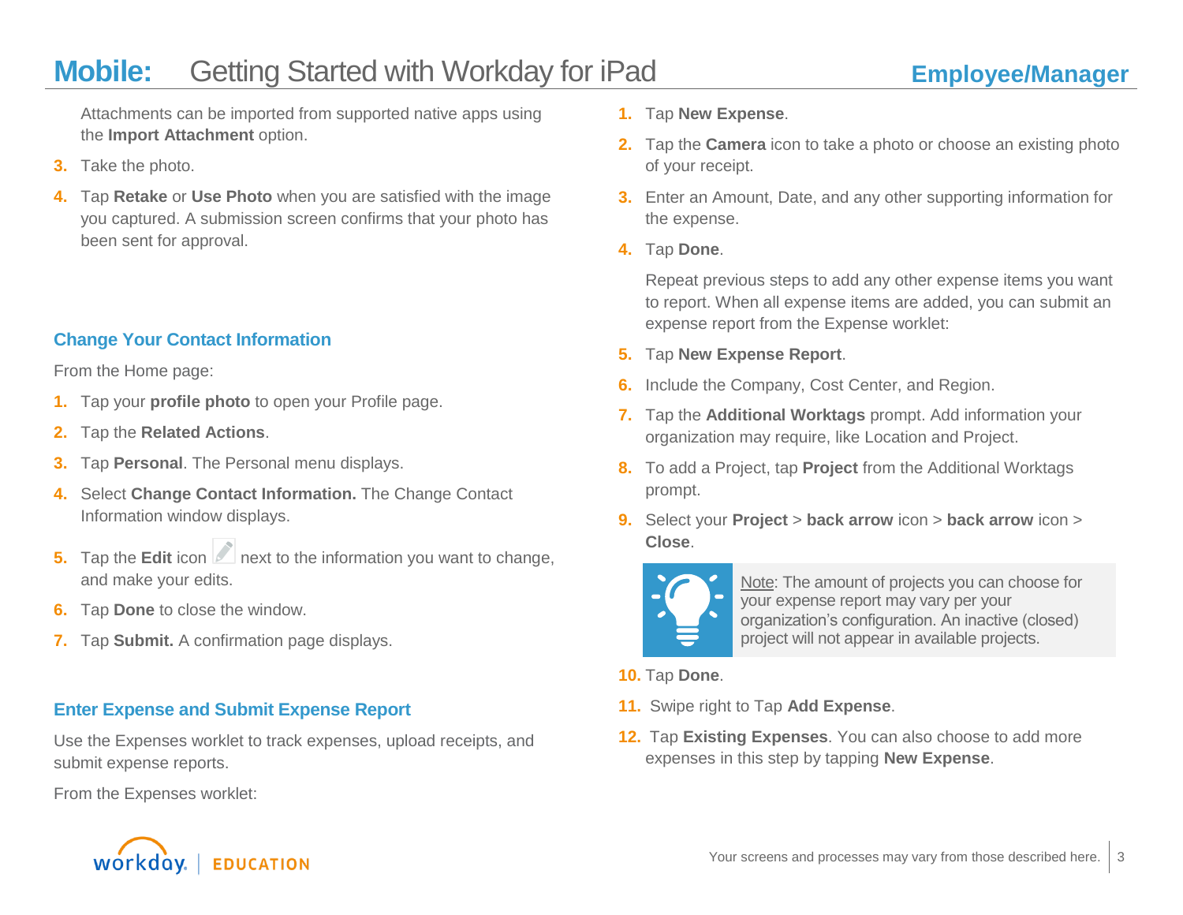Attachments can be imported from supported native apps using the **Import Attachment** option.

3. Take the photo.
4. Tap **Retake** or **Use Photo** when you are satisfied with the image you captured. A submission screen confirms that your photo has been sent for approval.

### Change Your Contact Information

From the Home page:

1. Tap your **profile photo** to open your Profile page.
2. Tap the **Related Actions**.
3. Tap **Personal**. The Personal menu displays.
4. Select **Change Contact Information.** The Change Contact Information window displays.
5. Tap the **Edit** icon next to the information you want to change, and make your edits.
6. Tap **Done** to close the window.
7. Tap **Submit.** A confirmation page displays.

### Enter Expense and Submit Expense Report

Use the Expenses worklet to track expenses, upload receipts, and submit expense reports.

From the Expenses worklet:

1. Tap **New Expense**.
2. Tap the **Camera** icon to take a photo or choose an existing photo of your receipt.
3. Enter an Amount, Date, and any other supporting information for the expense.
4. Tap **Done**.

   Repeat previous steps to add any other expense items you want to report. When all expense items are added, you can submit an expense report from the Expense worklet:

5. Tap **New Expense Report**.
6. Include the Company, Cost Center, and Region.
7. Tap the **Additional Worktags** prompt. Add information your organization may require, like Location and Project.
8. To add a Project, tap **Project** from the Additional Worktags prompt.
9. Select your **Project** > **back arrow** icon > **back arrow** icon > **Close**.

> Note: The amount of projects you can choose for your expense report may vary per your organization's configuration. An inactive (closed) project will not appear in available projects.

10. Tap **Done**.
11. Swipe right to Tap **Add Expense**.
12. Tap **Existing Expenses**. You can also choose to add more expenses in this step by tapping **New Expense**.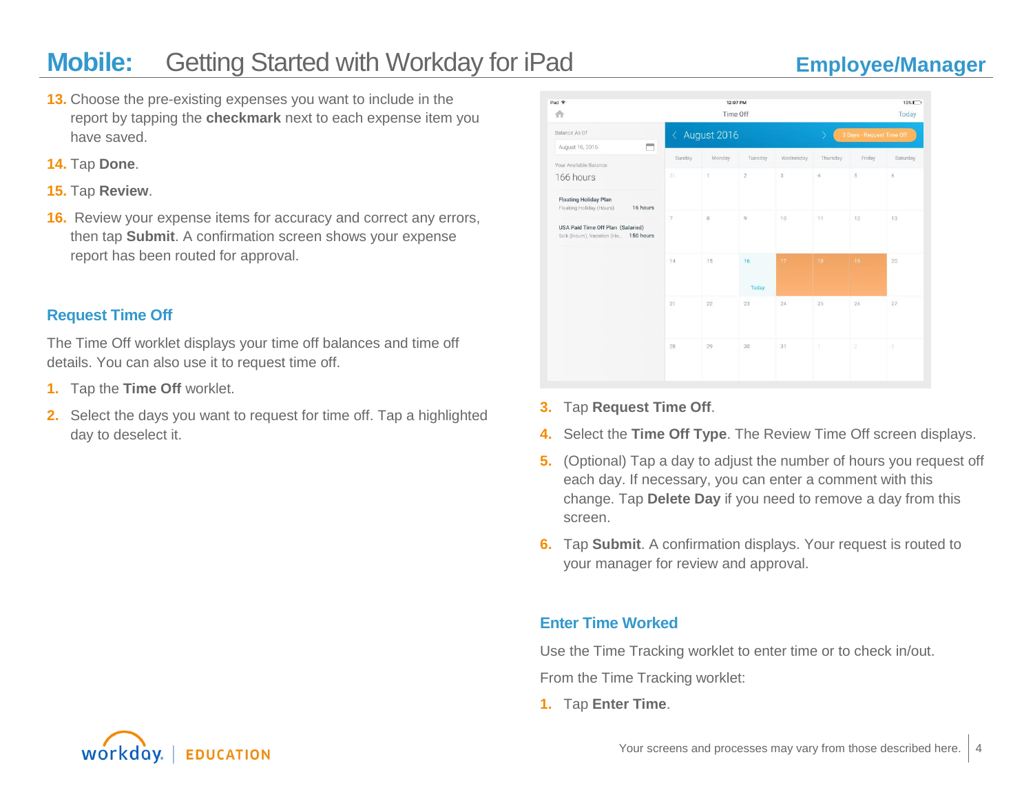13. Choose the pre-existing expenses you want to include in the report by tapping the **checkmark** next to each expense item you have saved.
14. Tap **Done**.
15. Tap **Review**.
16. Review your expense items for accuracy and correct any errors, then tap **Submit**. A confirmation screen shows your expense report has been routed for approval.

### Request Time Off

The Time Off worklet displays your time off balances and time off details. You can also use it to request time off.

1. Tap the **Time Off** worklet.
2. Select the days you want to request for time off. Tap a highlighted day to deselect it.
3. Tap **Request Time Off**.
4. Select the **Time Off Type**. The Review Time Off screen displays.
5. (Optional) Tap a day to adjust the number of hours you request off each day. If necessary, you can enter a comment with this change. Tap **Delete Day** if you need to remove a day from this screen.
6. Tap **Submit**. A confirmation displays. Your request is routed to your manager for review and approval.

### Enter Time Worked

Use the Time Tracking worklet to enter time or to check in/out.

From the Time Tracking worklet:

1. Tap **Enter Time**.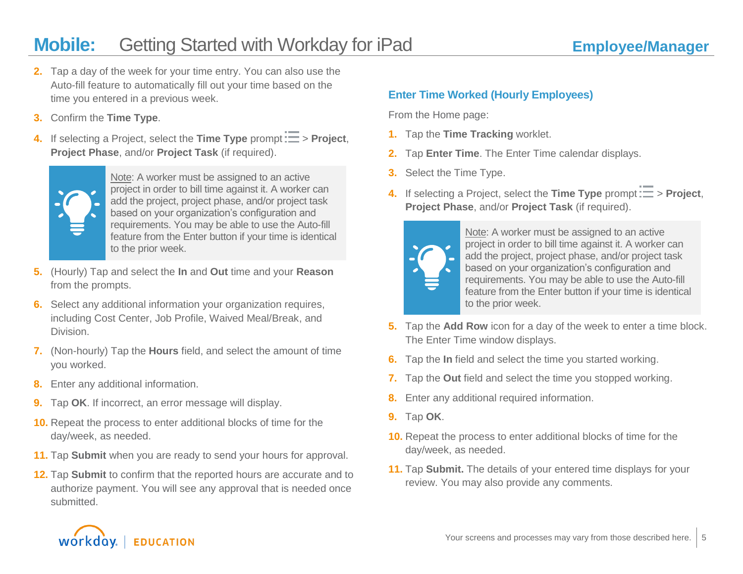2. Tap a day of the week for your time entry. You can also use the Auto-fill feature to automatically fill out your time based on the time you entered in a previous week.
3. Confirm the **Time Type**.
4. If selecting a Project, select the **Time Type** prompt ☰ > **Project**, **Project Phase**, and/or **Project Task** (if required).

> Note: A worker must be assigned to an active project in order to bill time against it. A worker can add the project, project phase, and/or project task based on your organization's configuration and requirements. You may be able to use the Auto-fill feature from the Enter button if your time is identical to the prior week.

5. (Hourly) Tap and select the **In** and **Out** time and your **Reason** from the prompts.
6. Select any additional information your organization requires, including Cost Center, Job Profile, Waived Meal/Break, and Division.
7. (Non-hourly) Tap the **Hours** field, and select the amount of time you worked.
8. Enter any additional information.
9. Tap **OK**. If incorrect, an error message will display.
10. Repeat the process to enter additional blocks of time for the day/week, as needed.
11. Tap **Submit** when you are ready to send your hours for approval.
12. Tap **Submit** to confirm that the reported hours are accurate and to authorize payment. You will see any approval that is needed once submitted.

## Enter Time Worked (Hourly Employees)

From the Home page:

1. Tap the **Time Tracking** worklet.
2. Tap **Enter Time**. The Enter Time calendar displays.
3. Select the Time Type.
4. If selecting a Project, select the **Time Type** prompt ☰ > **Project**, **Project Phase**, and/or **Project Task** (if required).

> Note: A worker must be assigned to an active project in order to bill time against it. A worker can add the project, project phase, and/or project task based on your organization's configuration and requirements. You may be able to use the Auto-fill feature from the Enter button if your time is identical to the prior week.

5. Tap the **Add Row** icon for a day of the week to enter a time block. The Enter Time window displays.
6. Tap the **In** field and select the time you started working.
7. Tap the **Out** field and select the time you stopped working.
8. Enter any additional required information.
9. Tap **OK**.
10. Repeat the process to enter additional blocks of time for the day/week, as needed.
11. Tap **Submit.** The details of your entered time displays for your review. You may also provide any comments.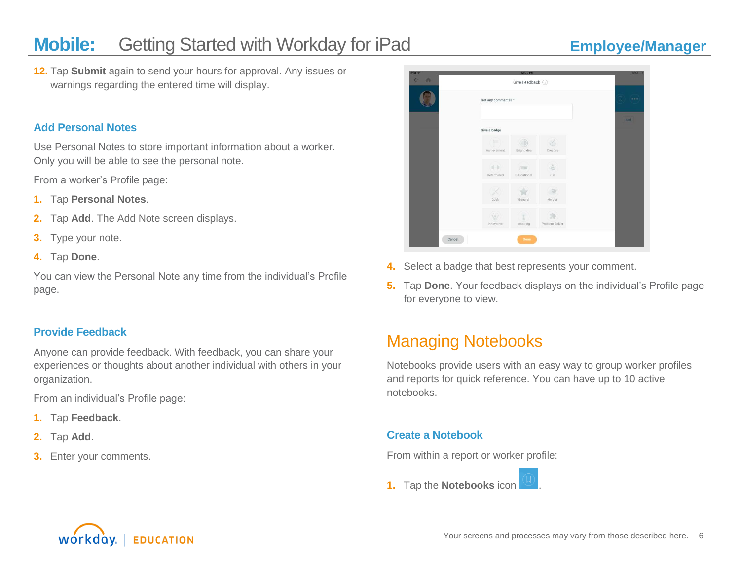12. Tap **Submit** again to send your hours for approval. Any issues or warnings regarding the entered time will display.

### Add Personal Notes

Use Personal Notes to store important information about a worker. Only you will be able to see the personal note.

From a worker's Profile page:

1. Tap **Personal Notes**.
2. Tap **Add**. The Add Note screen displays.
3. Type your note.
4. Tap **Done**.

You can view the Personal Note any time from the individual's Profile page.

### Provide Feedback

Anyone can provide feedback. With feedback, you can share your experiences or thoughts about another individual with others in your organization.

From an individual's Profile page:

1. Tap **Feedback**.
2. Tap **Add**.
3. Enter your comments.
4. Select a badge that best represents your comment.
5. Tap **Done**. Your feedback displays on the individual's Profile page for everyone to view.

## Managing Notebooks

Notebooks provide users with an easy way to group worker profiles and reports for quick reference. You can have up to 10 active notebooks.

### Create a Notebook

From within a report or worker profile:

1. Tap the **Notebooks** icon .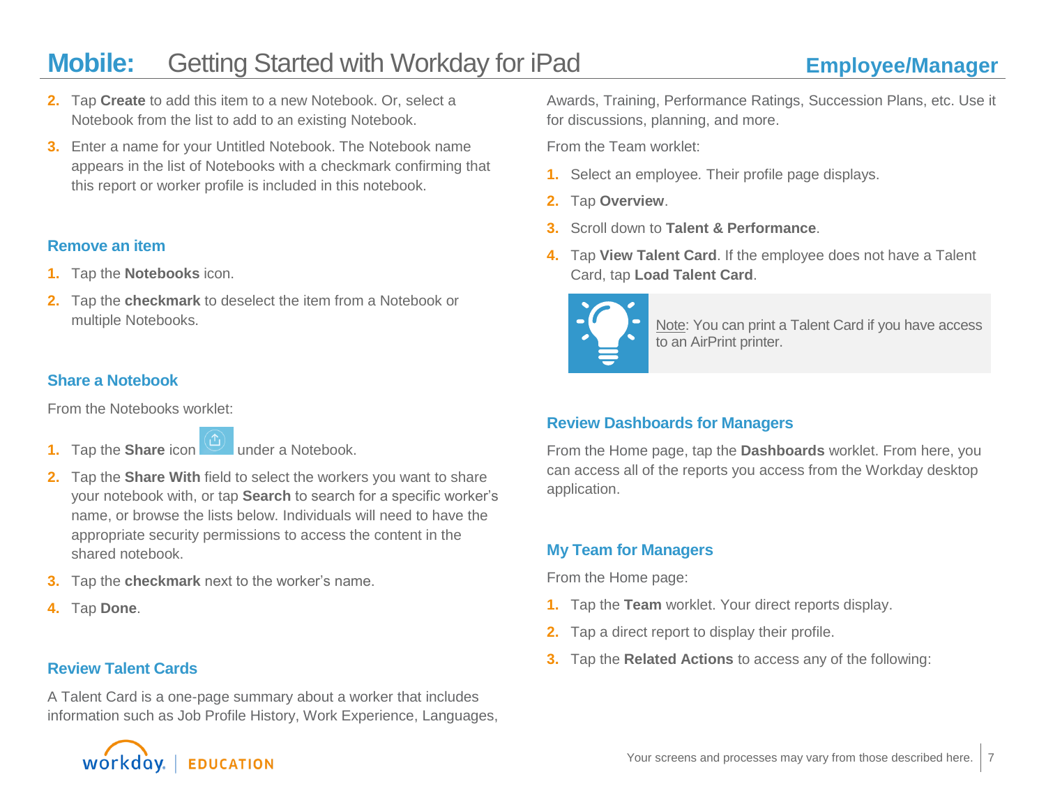2. Tap **Create** to add this item to a new Notebook. Or, select a Notebook from the list to add to an existing Notebook.
3. Enter a name for your Untitled Notebook. The Notebook name appears in the list of Notebooks with a checkmark confirming that this report or worker profile is included in this notebook.

### Remove an item

1. Tap the **Notebooks** icon.
2. Tap the **checkmark** to deselect the item from a Notebook or multiple Notebooks.

### Share a Notebook

From the Notebooks worklet:

1. Tap the **Share** icon under a Notebook.
2. Tap the **Share With** field to select the workers you want to share your notebook with, or tap **Search** to search for a specific worker's name, or browse the lists below. Individuals will need to have the appropriate security permissions to access the content in the shared notebook.
3. Tap the **checkmark** next to the worker's name.
4. Tap **Done**.

### Review Talent Cards

A Talent Card is a one-page summary about a worker that includes information such as Job Profile History, Work Experience, Languages, Awards, Training, Performance Ratings, Succession Plans, etc. Use it for discussions, planning, and more.

From the Team worklet:

1. Select an employee. Their profile page displays.
2. Tap **Overview**.
3. Scroll down to **Talent & Performance**.
4. Tap **View Talent Card**. If the employee does not have a Talent Card, tap **Load Talent Card**.

Note: You can print a Talent Card if you have access to an AirPrint printer.

### Review Dashboards for Managers

From the Home page, tap the **Dashboards** worklet. From here, you can access all of the reports you access from the Workday desktop application.

### My Team for Managers

From the Home page:

1. Tap the **Team** worklet. Your direct reports display.
2. Tap a direct report to display their profile.
3. Tap the **Related Actions** to access any of the following: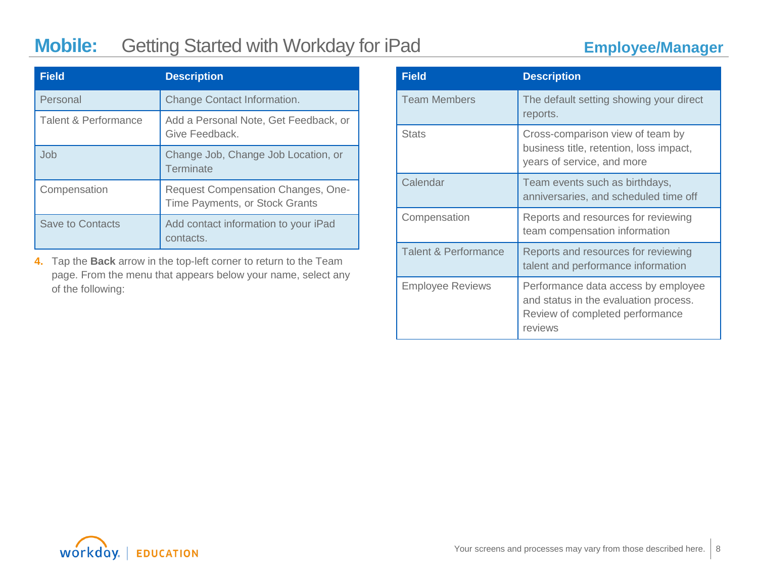| Field | Description |
| --- | --- |
| Personal | Change Contact Information. |
| Talent & Performance | Add a Personal Note, Get Feedback, or Give Feedback. |
| Job | Change Job, Change Job Location, or Terminate |
| Compensation | Request Compensation Changes, One-Time Payments, or Stock Grants |
| Save to Contacts | Add contact information to your iPad contacts. |

4. Tap the **Back** arrow in the top-left corner to return to the Team page. From the menu that appears below your name, select any of the following:

| Field | Description |
| --- | --- |
| Team Members | The default setting showing your direct reports. |
| Stats | Cross-comparison view of team by business title, retention, loss impact, years of service, and more |
| Calendar | Team events such as birthdays, anniversaries, and scheduled time off |
| Compensation | Reports and resources for reviewing team compensation information |
| Talent & Performance | Reports and resources for reviewing talent and performance information |
| Employee Reviews | Performance data access by employee and status in the evaluation process. Review of completed performance reviews |